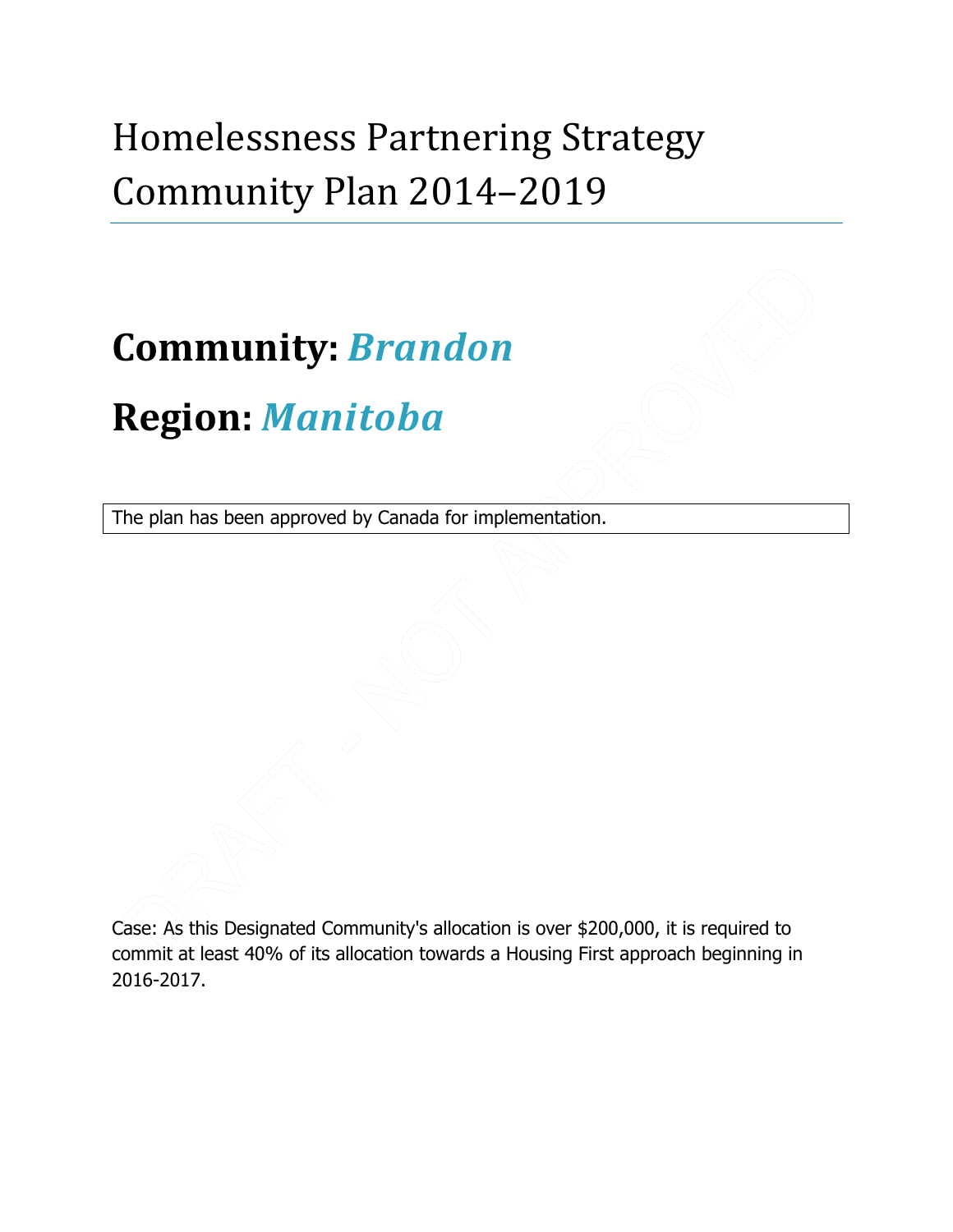# Homelessness Partnering Strategy Community Plan 2014–2019

## Community: *Brandon*

## Region: *Manitoba*

The plan has been approved by Canada for implementation.

Case: As this Designated Community's allocation is over $200,000, it is required to commit at least 40% of its allocation towards a Housing First approach beginning in 2016-2017.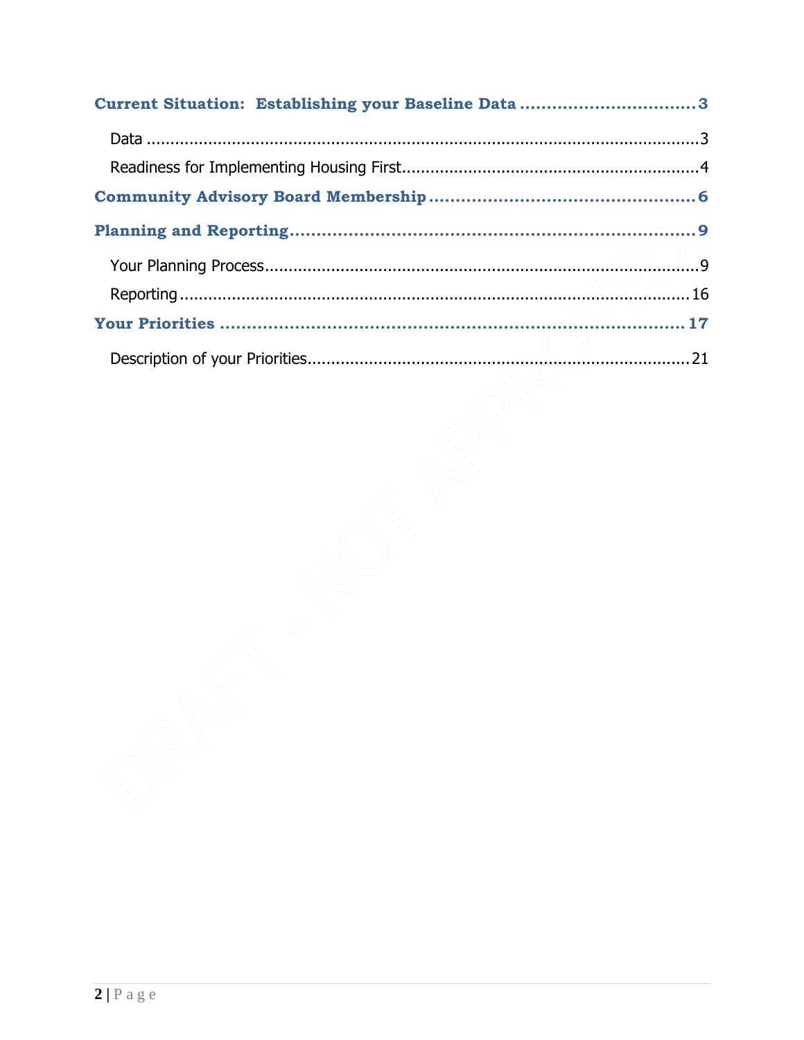Current Situation: Establishing your Baseline Data ................................ 3

- Data ................................ 3
- Readiness for Implementing Housing First ................................ 4

Community Advisory Board Membership ................................ 6

Planning and Reporting ................................ 9

- Your Planning Process ................................ 9
- Reporting ................................ 16

Your Priorities ................................ 17

- Description of your Priorities ................................ 21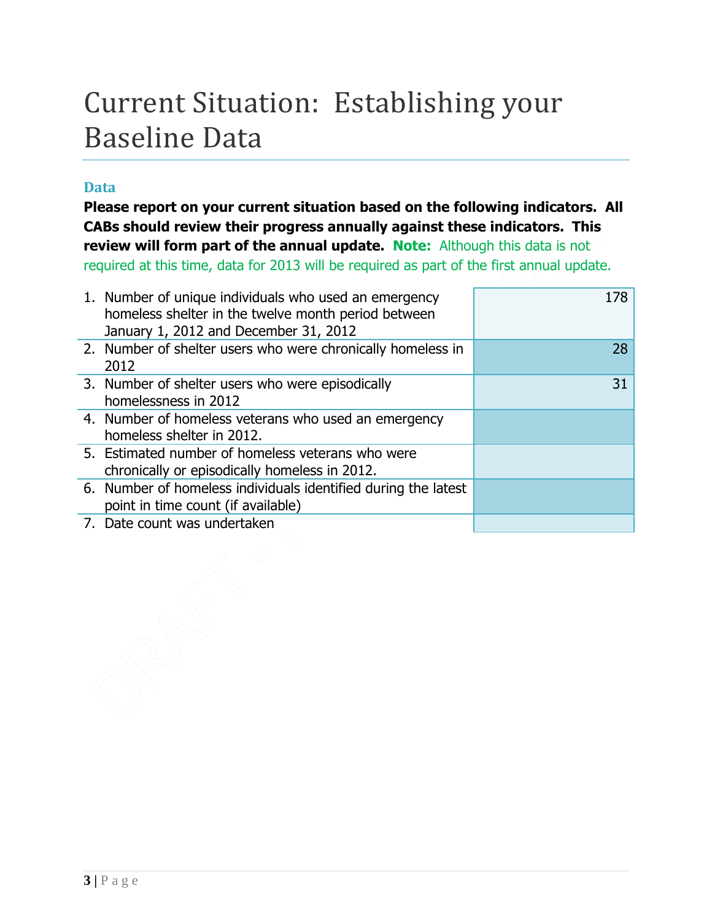# Current Situation: Establishing your Baseline Data

### Data

**Please report on your current situation based on the following indicators. All CABs should review their progress annually against these indicators. This review will form part of the annual update. Note:** Although this data is not required at this time, data for 2013 will be required as part of the first annual update.

| Indicator | Value |
|---|---|
| 1. Number of unique individuals who used an emergency homeless shelter in the twelve month period between January 1, 2012 and December 31, 2012 | 178 |
| 2. Number of shelter users who were chronically homeless in 2012 | 28 |
| 3. Number of shelter users who were episodically homelessness in 2012 | 31 |
| 4. Number of homeless veterans who used an emergency homeless shelter in 2012. | |
| 5. Estimated number of homeless veterans who were chronically or episodically homeless in 2012. | |
| 6. Number of homeless individuals identified during the latest point in time count (if available) | |
| 7. Date count was undertaken | |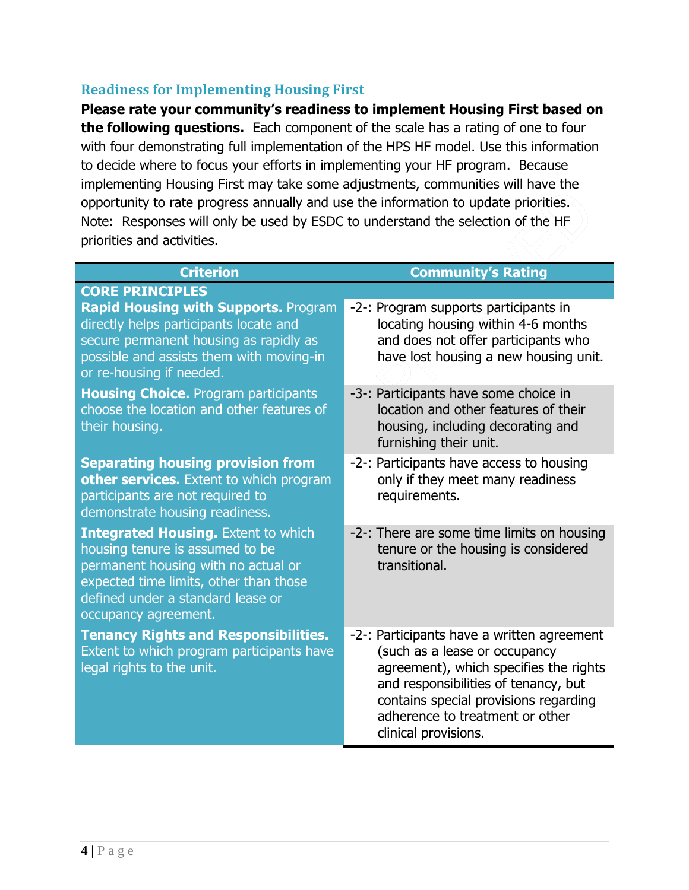### Readiness for Implementing Housing First

**Please rate your community's readiness to implement Housing First based on the following questions.** Each component of the scale has a rating of one to four with four demonstrating full implementation of the HPS HF model. Use this information to decide where to focus your efforts in implementing your HF program. Because implementing Housing First may take some adjustments, communities will have the opportunity to rate progress annually and use the information to update priorities. Note: Responses will only be used by ESDC to understand the selection of the HF priorities and activities.

| Criterion | Community's Rating |
|---|---|
| **CORE PRINCIPLES** | |
| **Rapid Housing with Supports.** Program directly helps participants locate and secure permanent housing as rapidly as possible and assists them with moving-in or re-housing if needed. | -2-: Program supports participants in locating housing within 4-6 months and does not offer participants who have lost housing a new housing unit. |
| **Housing Choice.** Program participants choose the location and other features of their housing. | -3-: Participants have some choice in location and other features of their housing, including decorating and furnishing their unit. |
| **Separating housing provision from other services.** Extent to which program participants are not required to demonstrate housing readiness. | -2-: Participants have access to housing only if they meet many readiness requirements. |
| **Integrated Housing.** Extent to which housing tenure is assumed to be permanent housing with no actual or expected time limits, other than those defined under a standard lease or occupancy agreement. | -2-: There are some time limits on housing tenure or the housing is considered transitional. |
| **Tenancy Rights and Responsibilities.** Extent to which program participants have legal rights to the unit. | -2-: Participants have a written agreement (such as a lease or occupancy agreement), which specifies the rights and responsibilities of tenancy, but contains special provisions regarding adherence to treatment or other clinical provisions. |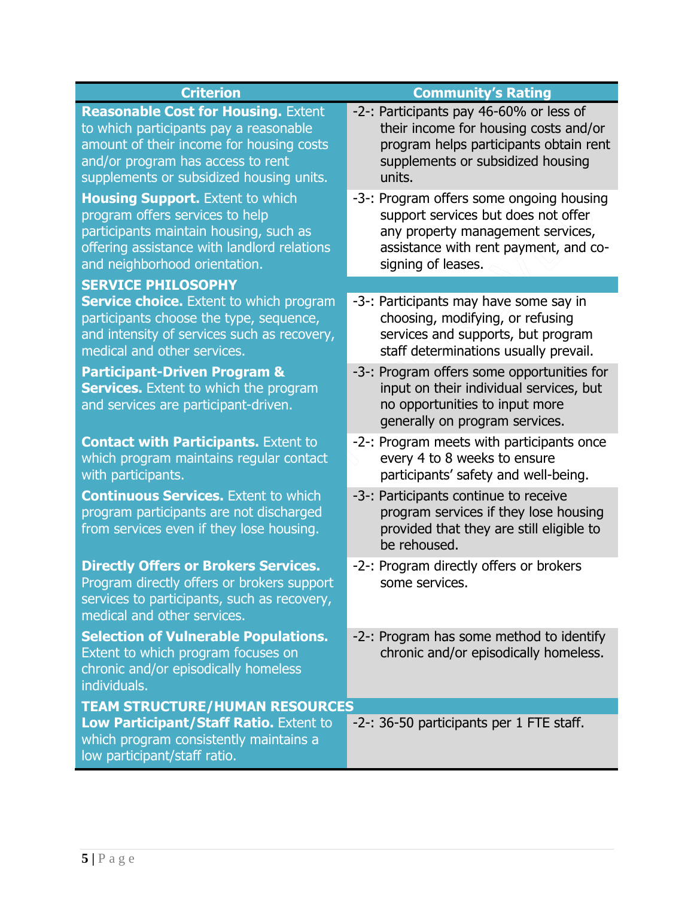| Criterion | Community's Rating |
|---|---|
| **Reasonable Cost for Housing.** Extent to which participants pay a reasonable amount of their income for housing costs and/or program has access to rent supplements or subsidized housing units. | -2-: Participants pay 46-60% or less of their income for housing costs and/or program helps participants obtain rent supplements or subsidized housing units. |
| **Housing Support.** Extent to which program offers services to help participants maintain housing, such as offering assistance with landlord relations and neighborhood orientation. | -3-: Program offers some ongoing housing support services but does not offer any property management services, assistance with rent payment, and co-signing of leases. |
| **SERVICE PHILOSOPHY** | |
| **Service choice.** Extent to which program participants choose the type, sequence, and intensity of services such as recovery, medical and other services. | -3-: Participants may have some say in choosing, modifying, or refusing services and supports, but program staff determinations usually prevail. |
| **Participant-Driven Program & Services.** Extent to which the program and services are participant-driven. | -3-: Program offers some opportunities for input on their individual services, but no opportunities to input more generally on program services. |
| **Contact with Participants.** Extent to which program maintains regular contact with participants. | -2-: Program meets with participants once every 4 to 8 weeks to ensure participants' safety and well-being. |
| **Continuous Services.** Extent to which program participants are not discharged from services even if they lose housing. | -3-: Participants continue to receive program services if they lose housing provided that they are still eligible to be rehoused. |
| **Directly Offers or Brokers Services.** Program directly offers or brokers support services to participants, such as recovery, medical and other services. | -2-: Program directly offers or brokers some services. |
| **Selection of Vulnerable Populations.** Extent to which program focuses on chronic and/or episodically homeless individuals. | -2-: Program has some method to identify chronic and/or episodically homeless. |
| **TEAM STRUCTURE/HUMAN RESOURCES** | |
| **Low Participant/Staff Ratio.** Extent to which program consistently maintains a low participant/staff ratio. | -2-: 36-50 participants per 1 FTE staff. |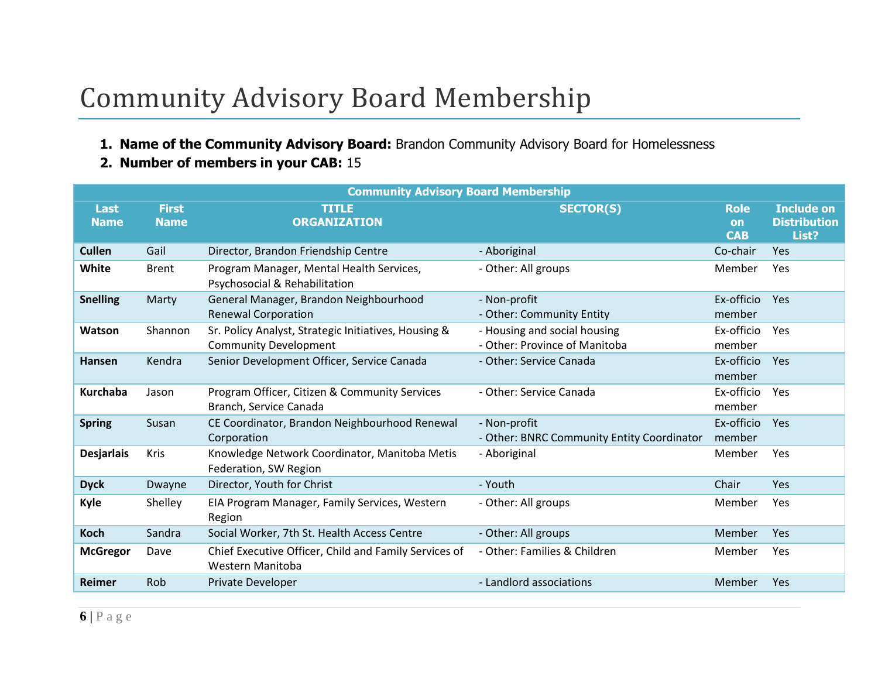# Community Advisory Board Membership

1. **Name of the Community Advisory Board:** Brandon Community Advisory Board for Homelessness
2. **Number of members in your CAB:** 15

| Community Advisory Board Membership | | | | | |
|---|---|---|---|---|---|
| **Last Name** | **First Name** | **TITLE ORGANIZATION** | **SECTOR(S)** | **Role on CAB** | **Include on Distribution List?** |
| **Cullen** | Gail | Director, Brandon Friendship Centre | - Aboriginal | Co-chair | Yes |
| **White** | Brent | Program Manager, Mental Health Services, Psychosocial & Rehabilitation | - Other: All groups | Member | Yes |
| **Snelling** | Marty | General Manager, Brandon Neighbourhood Renewal Corporation | - Non-profit<br>- Other: Community Entity | Ex-officio member | Yes |
| **Watson** | Shannon | Sr. Policy Analyst, Strategic Initiatives, Housing & Community Development | - Housing and social housing<br>- Other: Province of Manitoba | Ex-officio member | Yes |
| **Hansen** | Kendra | Senior Development Officer, Service Canada | - Other: Service Canada | Ex-officio member | Yes |
| **Kurchaba** | Jason | Program Officer, Citizen & Community Services Branch, Service Canada | - Other: Service Canada | Ex-officio member | Yes |
| **Spring** | Susan | CE Coordinator, Brandon Neighbourhood Renewal Corporation | - Non-profit<br>- Other: BNRC Community Entity Coordinator | Ex-officio member | Yes |
| **Desjarlais** | Kris | Knowledge Network Coordinator, Manitoba Metis Federation, SW Region | - Aboriginal | Member | Yes |
| **Dyck** | Dwayne | Director, Youth for Christ | - Youth | Chair | Yes |
| **Kyle** | Shelley | EIA Program Manager, Family Services, Western Region | - Other: All groups | Member | Yes |
| **Koch** | Sandra | Social Worker, 7th St. Health Access Centre | - Other: All groups | Member | Yes |
| **McGregor** | Dave | Chief Executive Officer, Child and Family Services of Western Manitoba | - Other: Families & Children | Member | Yes |
| **Reimer** | Rob | Private Developer | - Landlord associations | Member | Yes |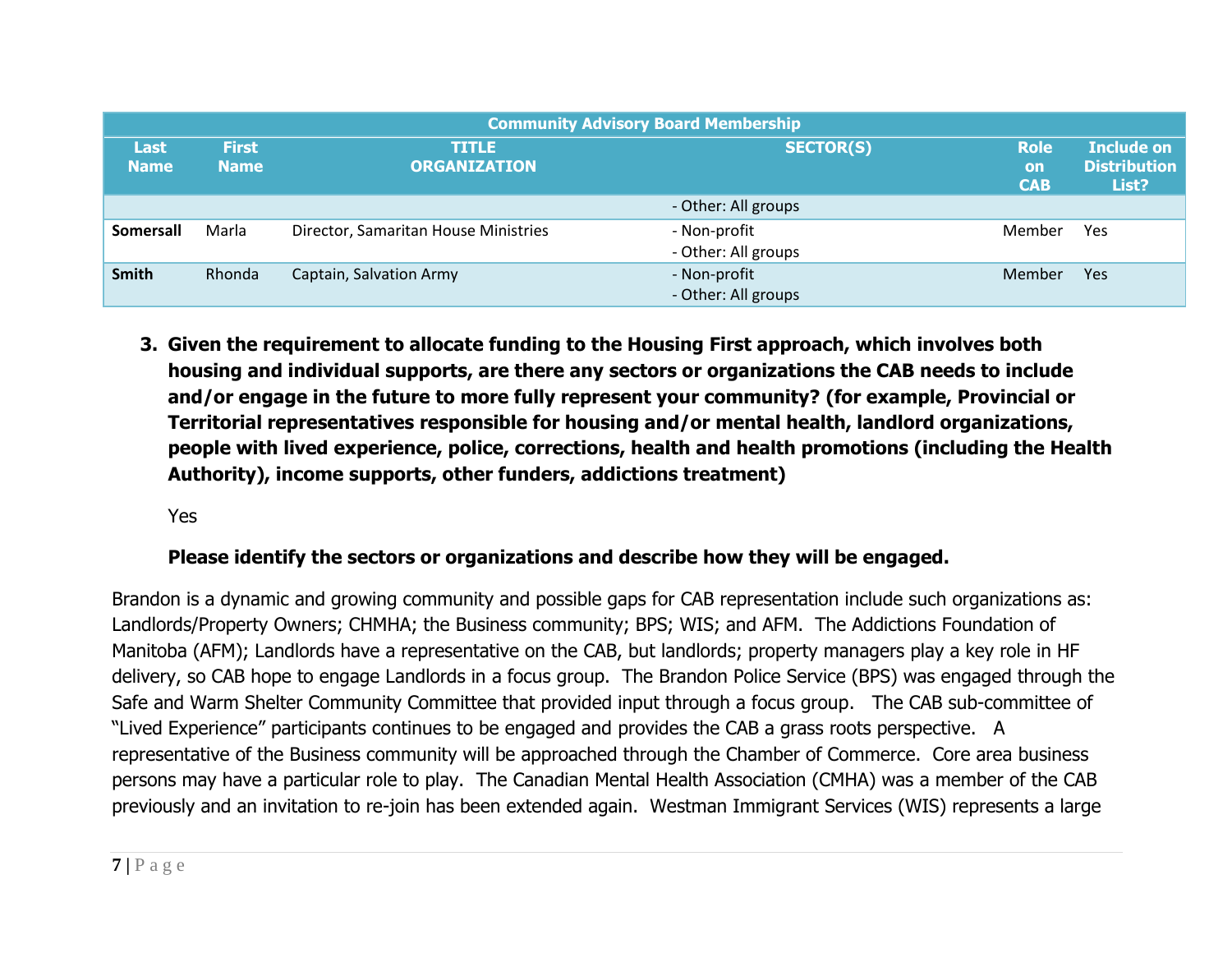| Community Advisory Board Membership | | | | | |
|---|---|---|---|---|---|
| **Last Name** | **First Name** | **TITLE ORGANIZATION** | **SECTOR(S)** | **Role on CAB** | **Include on Distribution List?** |
| | | | - Other: All groups | | |
| **Somersall** | Marla | Director, Samaritan House Ministries | - Non-profit<br>- Other: All groups | Member | Yes |
| **Smith** | Rhonda | Captain, Salvation Army | - Non-profit<br>- Other: All groups | Member | Yes |

3. **Given the requirement to allocate funding to the Housing First approach, which involves both housing and individual supports, are there any sectors or organizations the CAB needs to include and/or engage in the future to more fully represent your community? (for example, Provincial or Territorial representatives responsible for housing and/or mental health, landlord organizations, people with lived experience, police, corrections, health and health promotions (including the Health Authority), income supports, other funders, addictions treatment)**

   Yes

   **Please identify the sectors or organizations and describe how they will be engaged.**

Brandon is a dynamic and growing community and possible gaps for CAB representation include such organizations as: Landlords/Property Owners; CHMHA; the Business community; BPS; WIS; and AFM. The Addictions Foundation of Manitoba (AFM); Landlords have a representative on the CAB, but landlords; property managers play a key role in HF delivery, so CAB hope to engage Landlords in a focus group. The Brandon Police Service (BPS) was engaged through the Safe and Warm Shelter Community Committee that provided input through a focus group. The CAB sub-committee of "Lived Experience" participants continues to be engaged and provides the CAB a grass roots perspective. A representative of the Business community will be approached through the Chamber of Commerce. Core area business persons may have a particular role to play. The Canadian Mental Health Association (CMHA) was a member of the CAB previously and an invitation to re-join has been extended again. Westman Immigrant Services (WIS) represents a large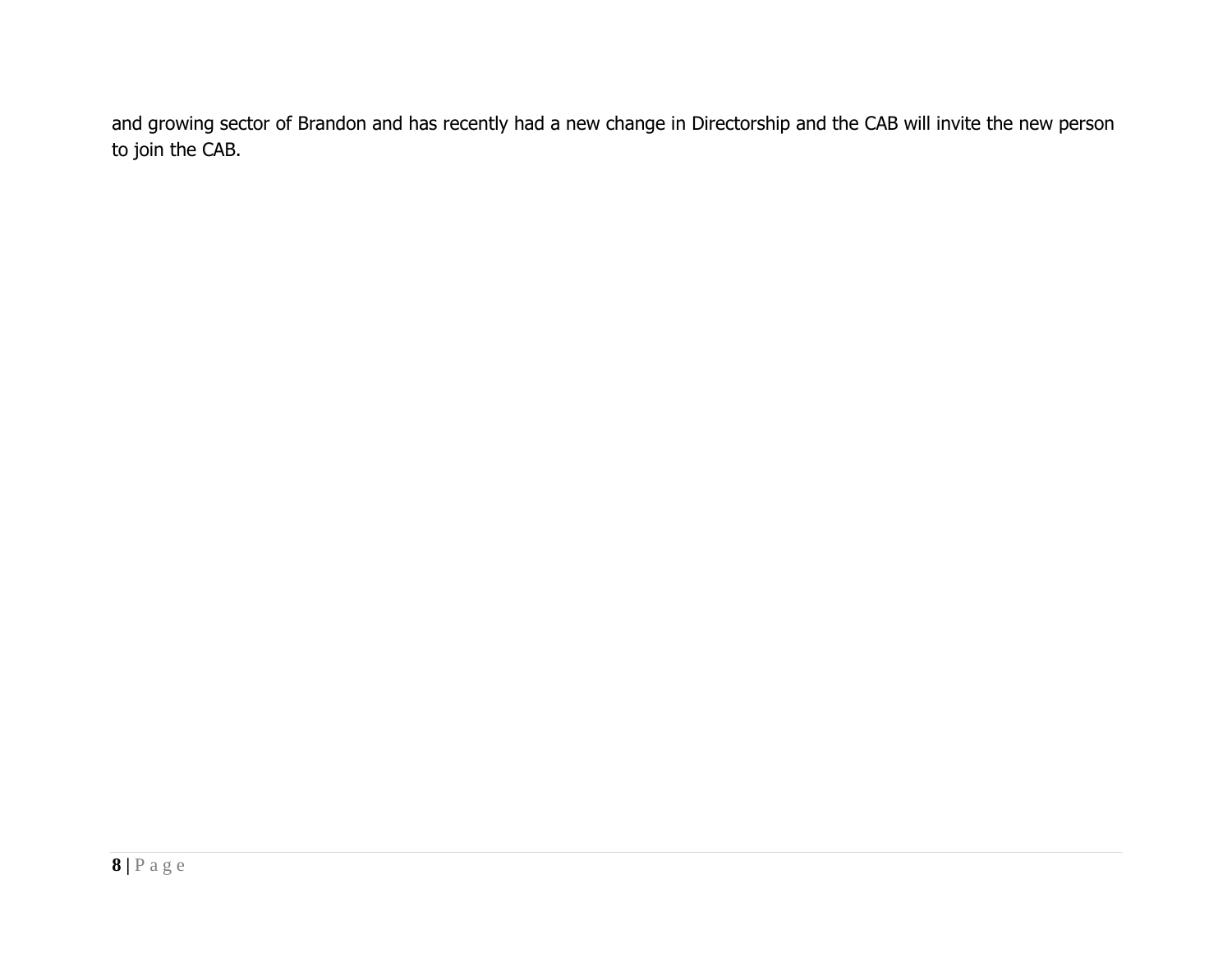and growing sector of Brandon and has recently had a new change in Directorship and the CAB will invite the new person to join the CAB.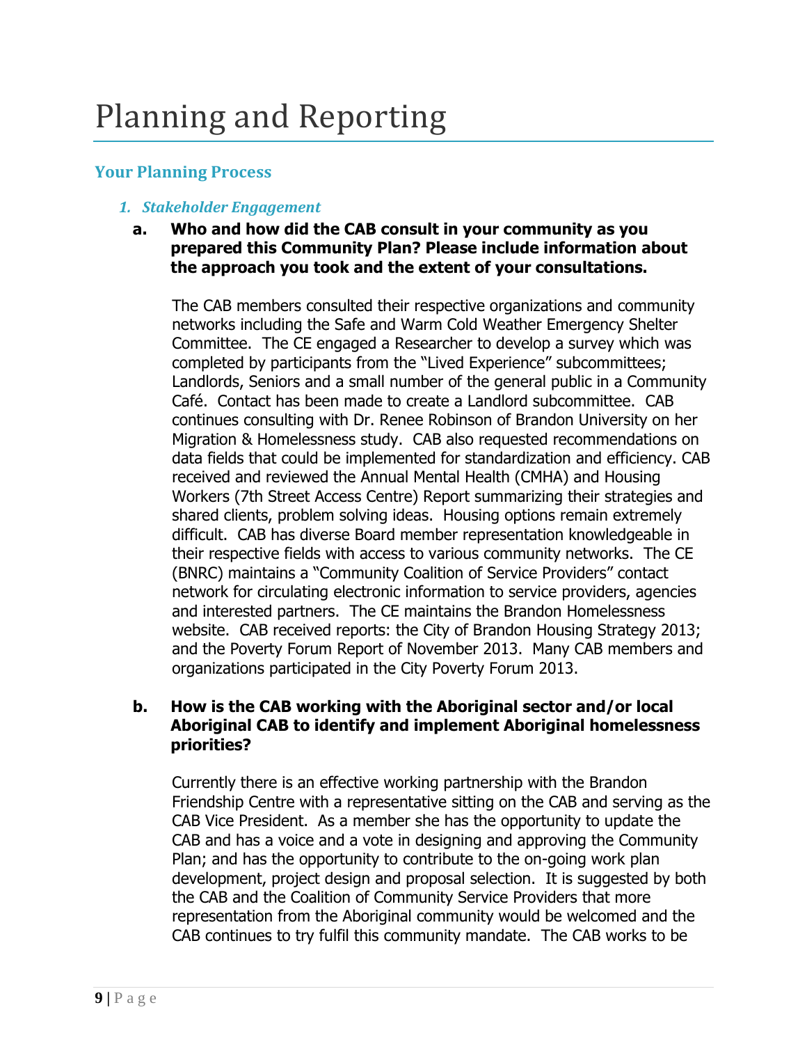# Planning and Reporting

## Your Planning Process

### *1. Stakeholder Engagement*

**a. Who and how did the CAB consult in your community as you prepared this Community Plan? Please include information about the approach you took and the extent of your consultations.**

The CAB members consulted their respective organizations and community networks including the Safe and Warm Cold Weather Emergency Shelter Committee. The CE engaged a Researcher to develop a survey which was completed by participants from the "Lived Experience" subcommittees; Landlords, Seniors and a small number of the general public in a Community Café. Contact has been made to create a Landlord subcommittee. CAB continues consulting with Dr. Renee Robinson of Brandon University on her Migration & Homelessness study. CAB also requested recommendations on data fields that could be implemented for standardization and efficiency. CAB received and reviewed the Annual Mental Health (CMHA) and Housing Workers (7th Street Access Centre) Report summarizing their strategies and shared clients, problem solving ideas. Housing options remain extremely difficult. CAB has diverse Board member representation knowledgeable in their respective fields with access to various community networks. The CE (BNRC) maintains a "Community Coalition of Service Providers" contact network for circulating electronic information to service providers, agencies and interested partners. The CE maintains the Brandon Homelessness website. CAB received reports: the City of Brandon Housing Strategy 2013; and the Poverty Forum Report of November 2013. Many CAB members and organizations participated in the City Poverty Forum 2013.

**b. How is the CAB working with the Aboriginal sector and/or local Aboriginal CAB to identify and implement Aboriginal homelessness priorities?**

Currently there is an effective working partnership with the Brandon Friendship Centre with a representative sitting on the CAB and serving as the CAB Vice President. As a member she has the opportunity to update the CAB and has a voice and a vote in designing and approving the Community Plan; and has the opportunity to contribute to the on-going work plan development, project design and proposal selection. It is suggested by both the CAB and the Coalition of Community Service Providers that more representation from the Aboriginal community would be welcomed and the CAB continues to try fulfil this community mandate. The CAB works to be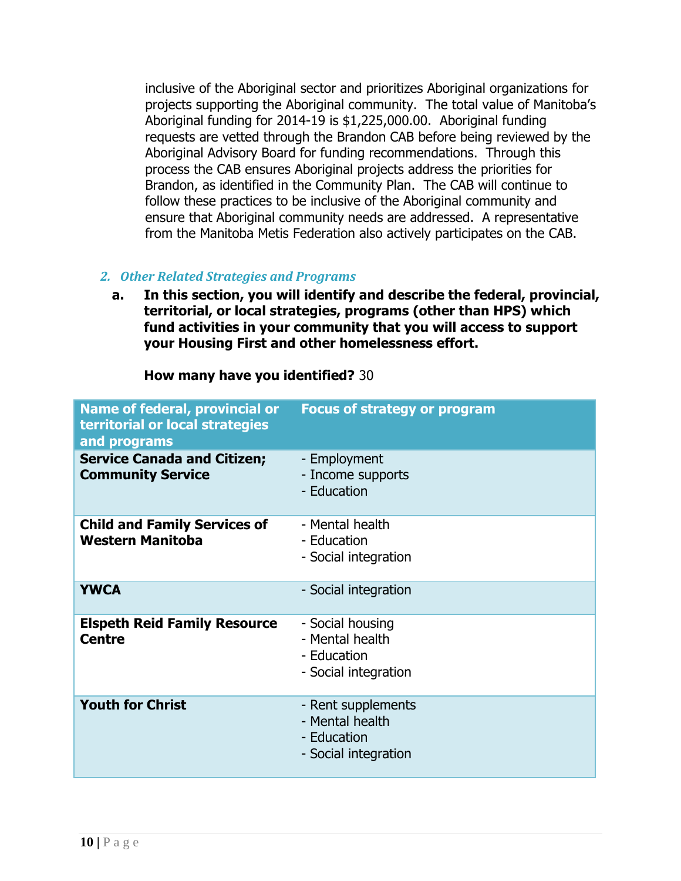inclusive of the Aboriginal sector and prioritizes Aboriginal organizations for projects supporting the Aboriginal community. The total value of Manitoba's Aboriginal funding for 2014-19 is $1,225,000.00. Aboriginal funding requests are vetted through the Brandon CAB before being reviewed by the Aboriginal Advisory Board for funding recommendations. Through this process the CAB ensures Aboriginal projects address the priorities for Brandon, as identified in the Community Plan. The CAB will continue to follow these practices to be inclusive of the Aboriginal community and ensure that Aboriginal community needs are addressed. A representative from the Manitoba Metis Federation also actively participates on the CAB.

## *2. Other Related Strategies and Programs*

**a. In this section, you will identify and describe the federal, provincial, territorial, or local strategies, programs (other than HPS) which fund activities in your community that you will access to support your Housing First and other homelessness effort.**

**How many have you identified?** 30

| Name of federal, provincial or territorial or local strategies and programs | Focus of strategy or program |
|---|---|
| **Service Canada and Citizen; Community Service** | - Employment<br>- Income supports<br>- Education |
| **Child and Family Services of Western Manitoba** | - Mental health<br>- Education<br>- Social integration |
| **YWCA** | - Social integration |
| **Elspeth Reid Family Resource Centre** | - Social housing<br>- Mental health<br>- Education<br>- Social integration |
| **Youth for Christ** | - Rent supplements<br>- Mental health<br>- Education<br>- Social integration |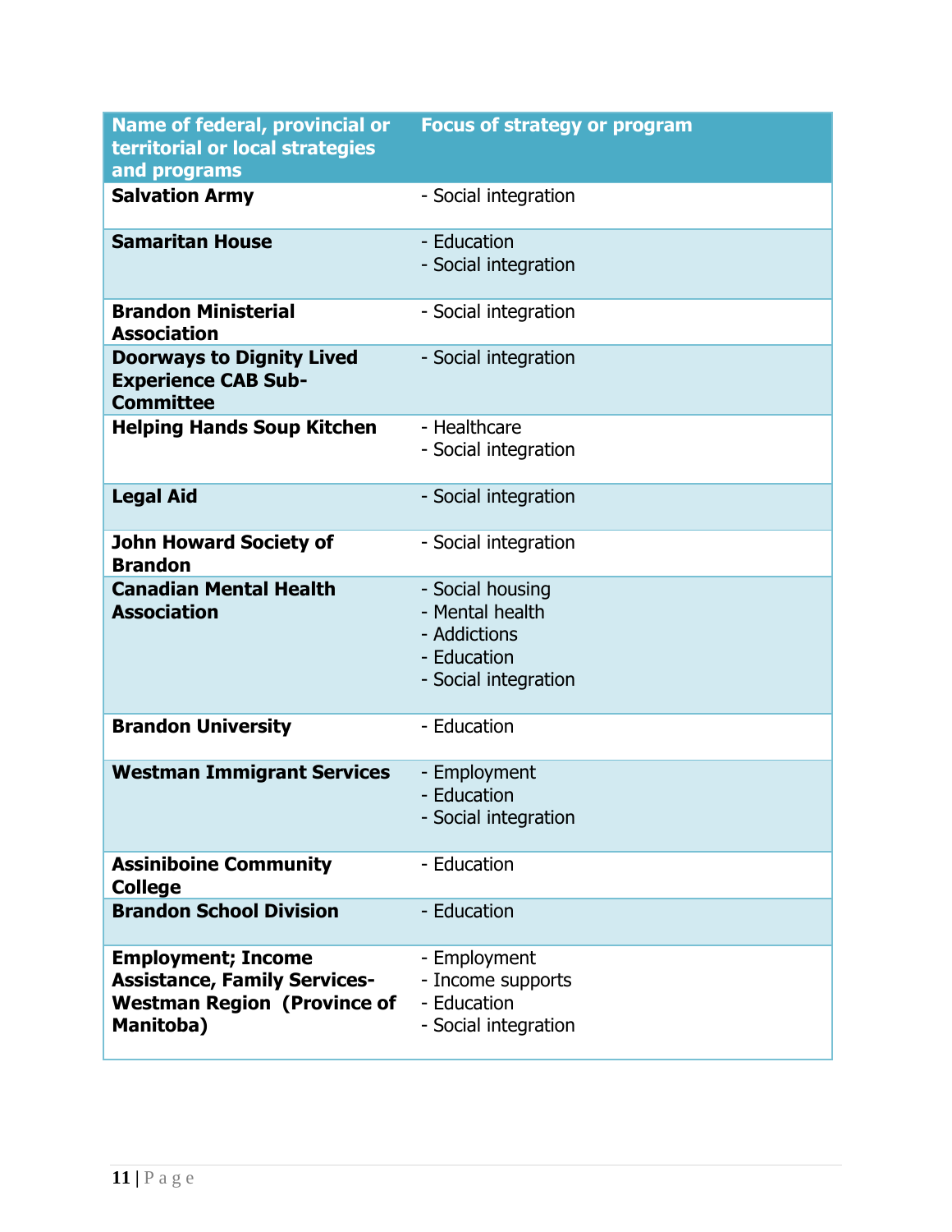| Name of federal, provincial or territorial or local strategies and programs | Focus of strategy or program |
|---|---|
| **Salvation Army** | - Social integration |
| **Samaritan House** | - Education<br>- Social integration |
| **Brandon Ministerial Association** | - Social integration |
| **Doorways to Dignity Lived Experience CAB Sub-Committee** | - Social integration |
| **Helping Hands Soup Kitchen** | - Healthcare<br>- Social integration |
| **Legal Aid** | - Social integration |
| **John Howard Society of Brandon** | - Social integration |
| **Canadian Mental Health Association** | - Social housing<br>- Mental health<br>- Addictions<br>- Education<br>- Social integration |
| **Brandon University** | - Education |
| **Westman Immigrant Services** | - Employment<br>- Education<br>- Social integration |
| **Assiniboine Community College** | - Education |
| **Brandon School Division** | - Education |
| **Employment; Income Assistance, Family Services-Westman Region (Province of Manitoba)** | - Employment<br>- Income supports<br>- Education<br>- Social integration |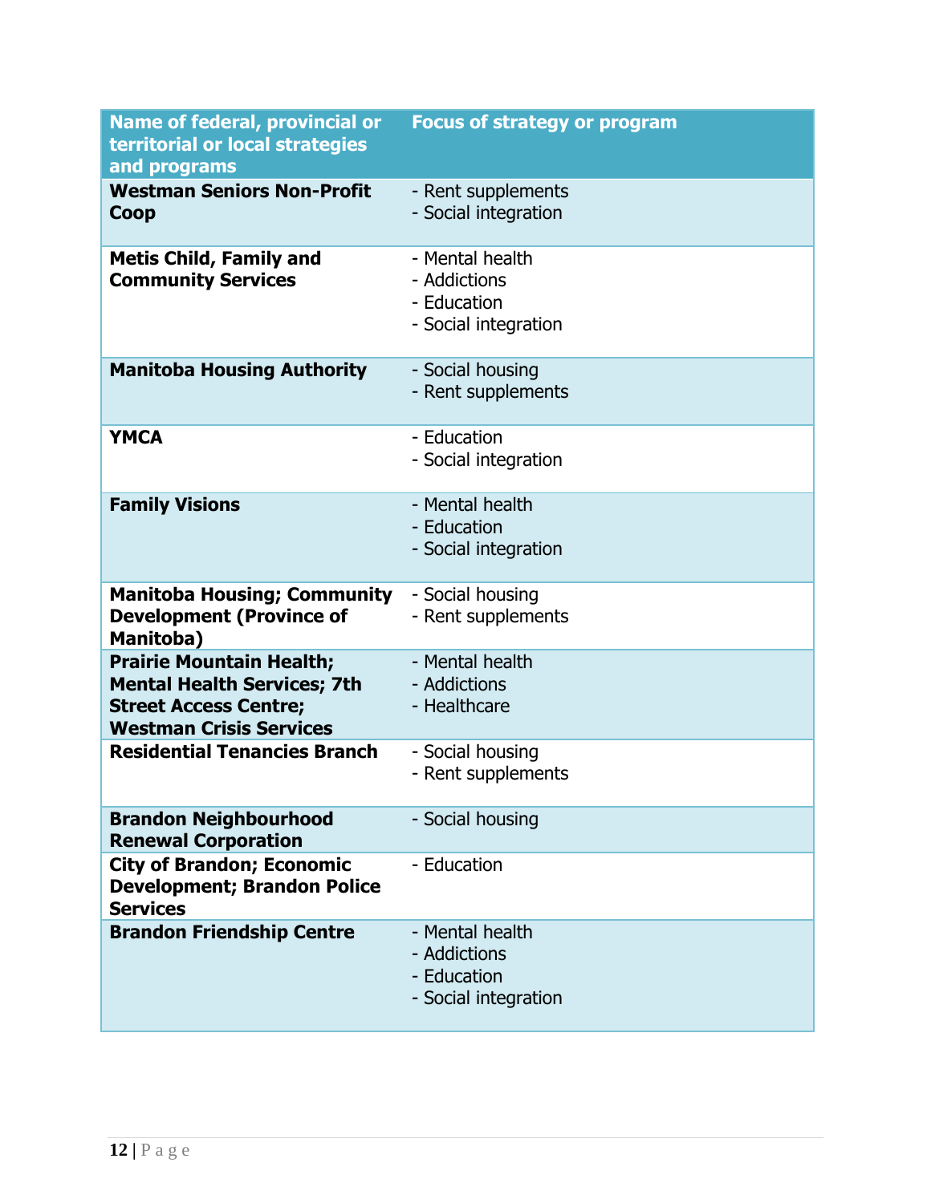| Name of federal, provincial or territorial or local strategies and programs | Focus of strategy or program |
|---|---|
| **Westman Seniors Non-Profit Coop** | - Rent supplements<br>- Social integration |
| **Metis Child, Family and Community Services** | - Mental health<br>- Addictions<br>- Education<br>- Social integration |
| **Manitoba Housing Authority** | - Social housing<br>- Rent supplements |
| **YMCA** | - Education<br>- Social integration |
| **Family Visions** | - Mental health<br>- Education<br>- Social integration |
| **Manitoba Housing; Community Development (Province of Manitoba)** | - Social housing<br>- Rent supplements |
| **Prairie Mountain Health; Mental Health Services; 7th Street Access Centre; Westman Crisis Services** | - Mental health<br>- Addictions<br>- Healthcare |
| **Residential Tenancies Branch** | - Social housing<br>- Rent supplements |
| **Brandon Neighbourhood Renewal Corporation** | - Social housing |
| **City of Brandon; Economic Development; Brandon Police Services** | - Education |
| **Brandon Friendship Centre** | - Mental health<br>- Addictions<br>- Education<br>- Social integration |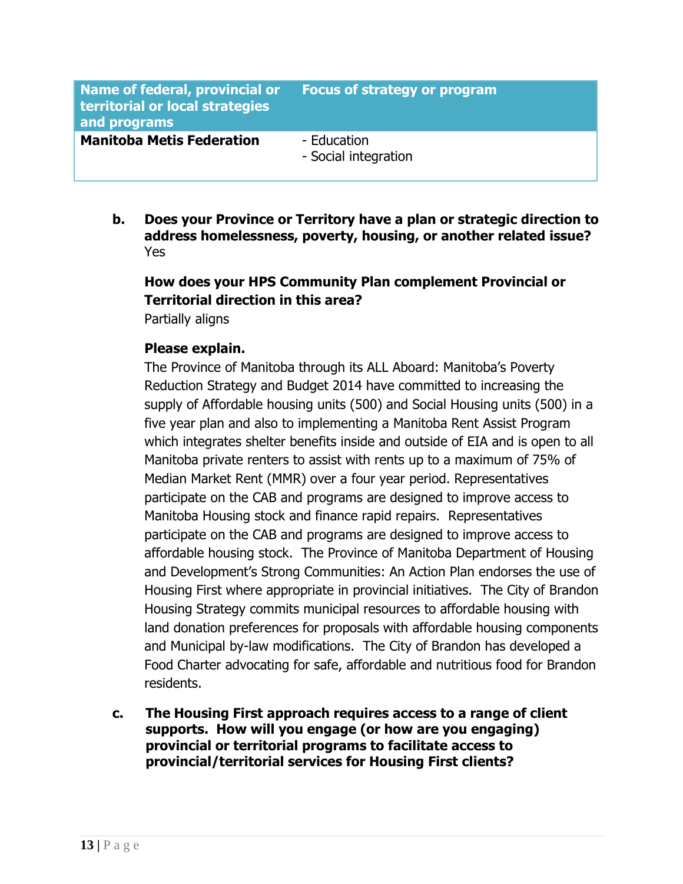| Name of federal, provincial or territorial or local strategies and programs | Focus of strategy or program |
|---|---|
| **Manitoba Metis Federation** | - Education<br>- Social integration |

**b. Does your Province or Territory have a plan or strategic direction to address homelessness, poverty, housing, or another related issue?**
Yes

**How does your HPS Community Plan complement Provincial or Territorial direction in this area?**
Partially aligns

**Please explain.**
The Province of Manitoba through its ALL Aboard: Manitoba's Poverty Reduction Strategy and Budget 2014 have committed to increasing the supply of Affordable housing units (500) and Social Housing units (500) in a five year plan and also to implementing a Manitoba Rent Assist Program which integrates shelter benefits inside and outside of EIA and is open to all Manitoba private renters to assist with rents up to a maximum of 75% of Median Market Rent (MMR) over a four year period. Representatives participate on the CAB and programs are designed to improve access to Manitoba Housing stock and finance rapid repairs. Representatives participate on the CAB and programs are designed to improve access to affordable housing stock. The Province of Manitoba Department of Housing and Development's Strong Communities: An Action Plan endorses the use of Housing First where appropriate in provincial initiatives. The City of Brandon Housing Strategy commits municipal resources to affordable housing with land donation preferences for proposals with affordable housing components and Municipal by-law modifications. The City of Brandon has developed a Food Charter advocating for safe, affordable and nutritious food for Brandon residents.

**c. The Housing First approach requires access to a range of client supports. How will you engage (or how are you engaging) provincial or territorial programs to facilitate access to provincial/territorial services for Housing First clients?**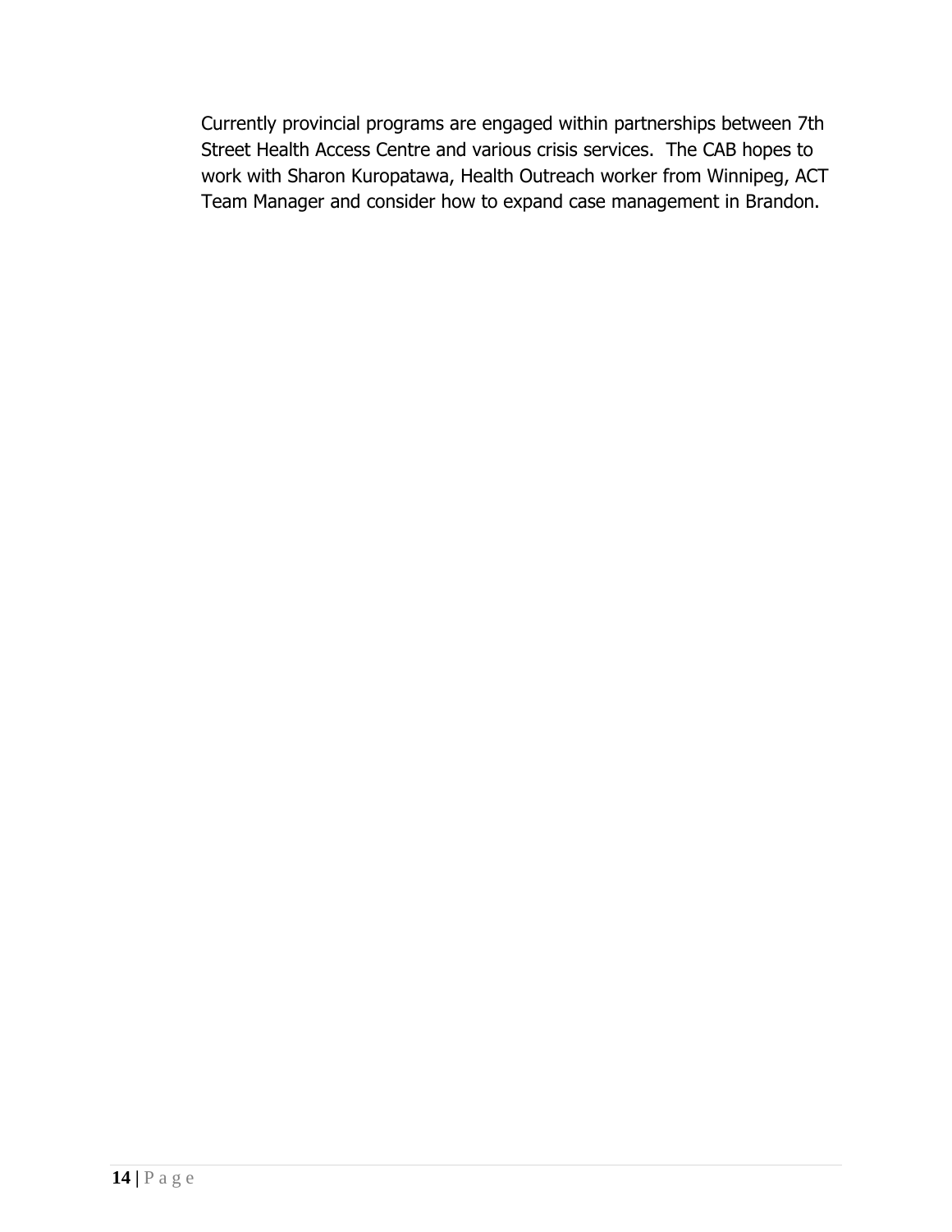Currently provincial programs are engaged within partnerships between 7th Street Health Access Centre and various crisis services. The CAB hopes to work with Sharon Kuropatawa, Health Outreach worker from Winnipeg, ACT Team Manager and consider how to expand case management in Brandon.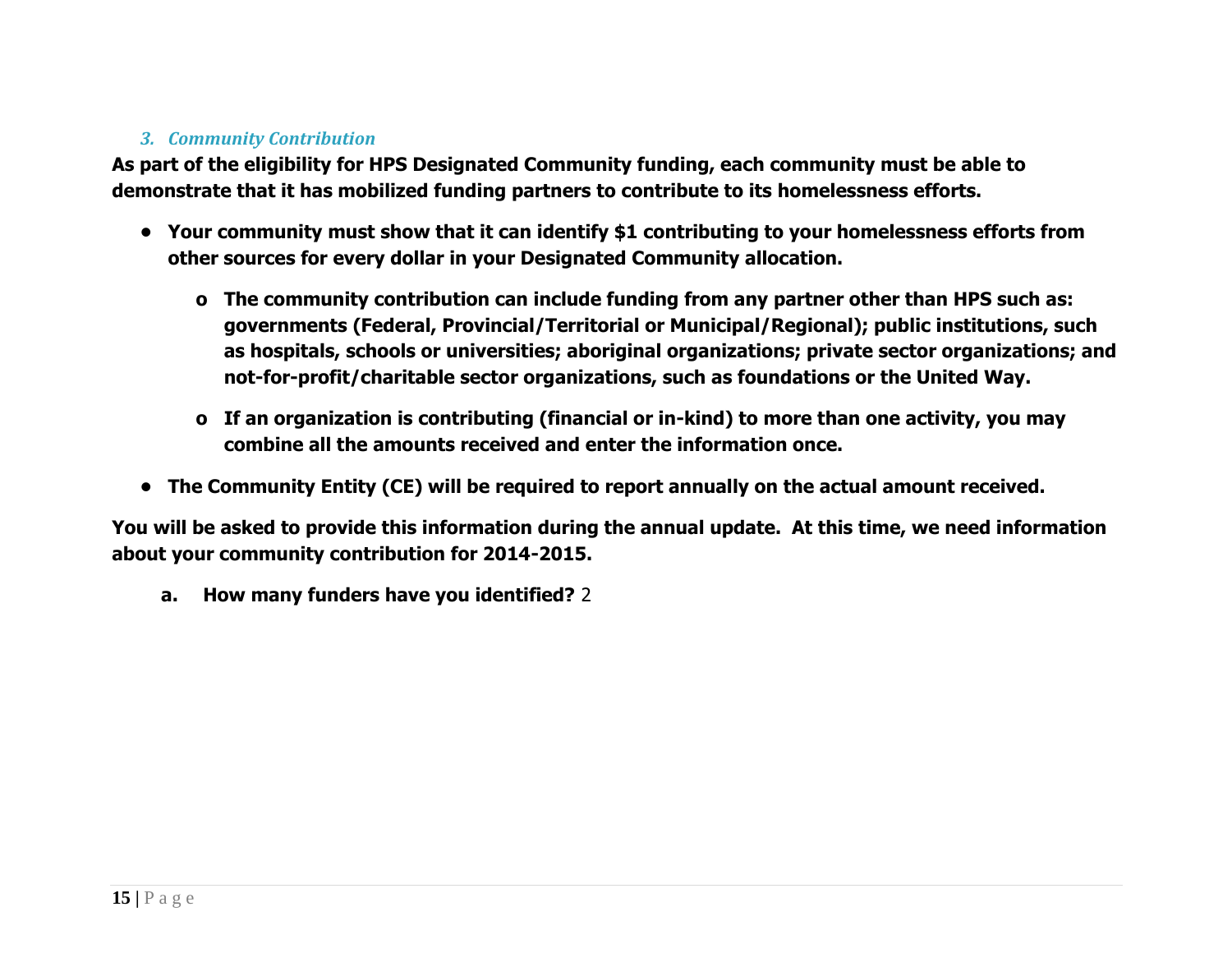### *3. Community Contribution*

**As part of the eligibility for HPS Designated Community funding, each community must be able to demonstrate that it has mobilized funding partners to contribute to its homelessness efforts.**

- **Your community must show that it can identify $1 contributing to your homelessness efforts from other sources for every dollar in your Designated Community allocation.**
  - **The community contribution can include funding from any partner other than HPS such as: governments (Federal, Provincial/Territorial or Municipal/Regional); public institutions, such as hospitals, schools or universities; aboriginal organizations; private sector organizations; and not-for-profit/charitable sector organizations, such as foundations or the United Way.**
  - **If an organization is contributing (financial or in-kind) to more than one activity, you may combine all the amounts received and enter the information once.**
- **The Community Entity (CE) will be required to report annually on the actual amount received.**

**You will be asked to provide this information during the annual update. At this time, we need information about your community contribution for 2014-2015.**

**a. How many funders have you identified?** 2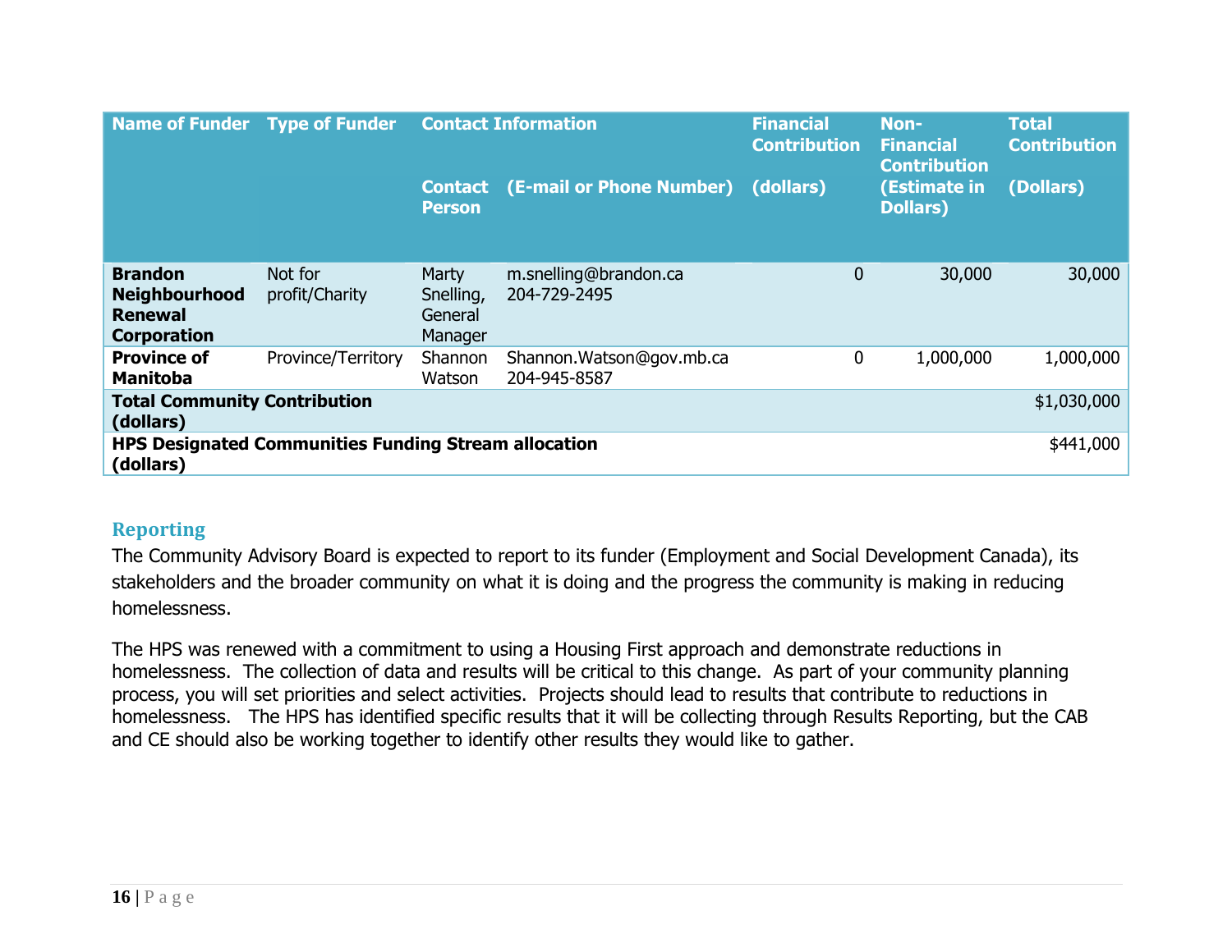| Name of Funder | Type of Funder | Contact Information | | Financial Contribution | Non-Financial Contribution | Total Contribution |
|---|---|---|---|---|---|---|
| | | Contact Person | (E-mail or Phone Number) | (dollars) | (Estimate in Dollars) | (Dollars) |
| **Brandon Neighbourhood Renewal Corporation** | Not for profit/Charity | Marty Snelling, General Manager | m.snelling@brandon.ca 204-729-2495 | 0 | 30,000 | 30,000 |
| **Province of Manitoba** | Province/Territory | Shannon Watson | Shannon.Watson@gov.mb.ca 204-945-8587 | 0 | 1,000,000 | 1,000,000 |
| **Total Community Contribution (dollars)** | | | | | | $1,030,000 |
| **HPS Designated Communities Funding Stream allocation (dollars)** | | | | | | $441,000 |

## Reporting

The Community Advisory Board is expected to report to its funder (Employment and Social Development Canada), its stakeholders and the broader community on what it is doing and the progress the community is making in reducing homelessness.

The HPS was renewed with a commitment to using a Housing First approach and demonstrate reductions in homelessness. The collection of data and results will be critical to this change. As part of your community planning process, you will set priorities and select activities. Projects should lead to results that contribute to reductions in homelessness. The HPS has identified specific results that it will be collecting through Results Reporting, but the CAB and CE should also be working together to identify other results they would like to gather.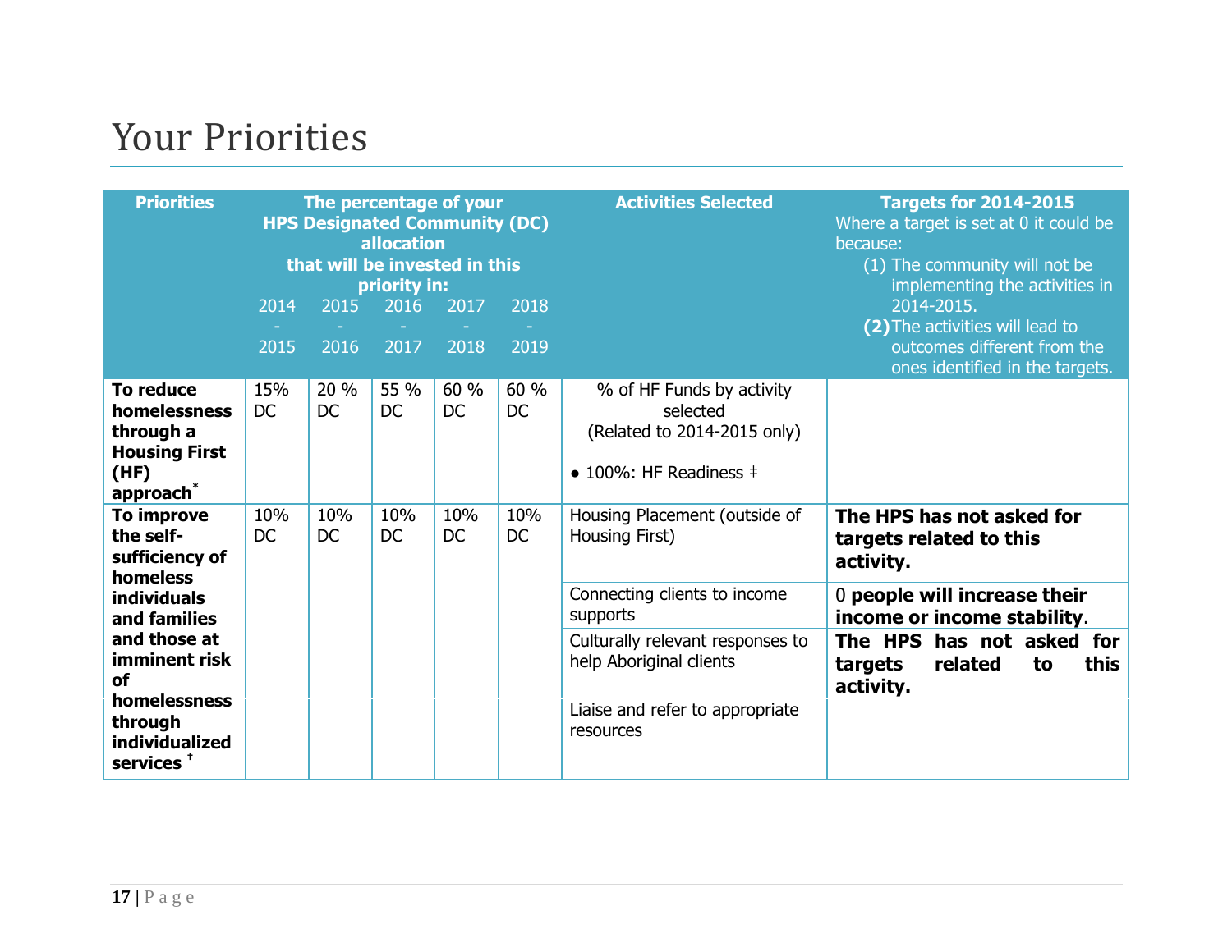# Your Priorities

| Priorities | The percentage of your HPS Designated Community (DC) allocation that will be invested in this priority in: | | | | | Activities Selected | Targets for 2014-2015 Where a target is set at 0 it could be because: (1) The community will not be implementing the activities in 2014-2015. **(2)** The activities will lead to outcomes different from the ones identified in the targets. |
|---|---|---|---|---|---|---|---|
| | 2014 - 2015 | 2015 - 2016 | 2016 - 2017 | 2017 - 2018 | 2018 - 2019 | | |
| **To reduce homelessness through a Housing First (HF) approach*** | 15% DC | 20 % DC | 55 % DC | 60 % DC | 60 % DC | % of HF Funds by activity selected (Related to 2014-2015 only)<br><br>● 100%: HF Readiness ‡ | |
| **To improve the self-sufficiency of homeless individuals and families and those at imminent risk of homelessness through individualized services †** | 10% DC | 10% DC | 10% DC | 10% DC | 10% DC | Housing Placement (outside of Housing First) | **The HPS has not asked for targets related to this activity.** |
| | | | | | | Connecting clients to income supports | 0 **people will increase their income or income stability**. |
| | | | | | | Culturally relevant responses to help Aboriginal clients | **The HPS has not asked for targets related to this activity.** |
| | | | | | | Liaise and refer to appropriate resources | |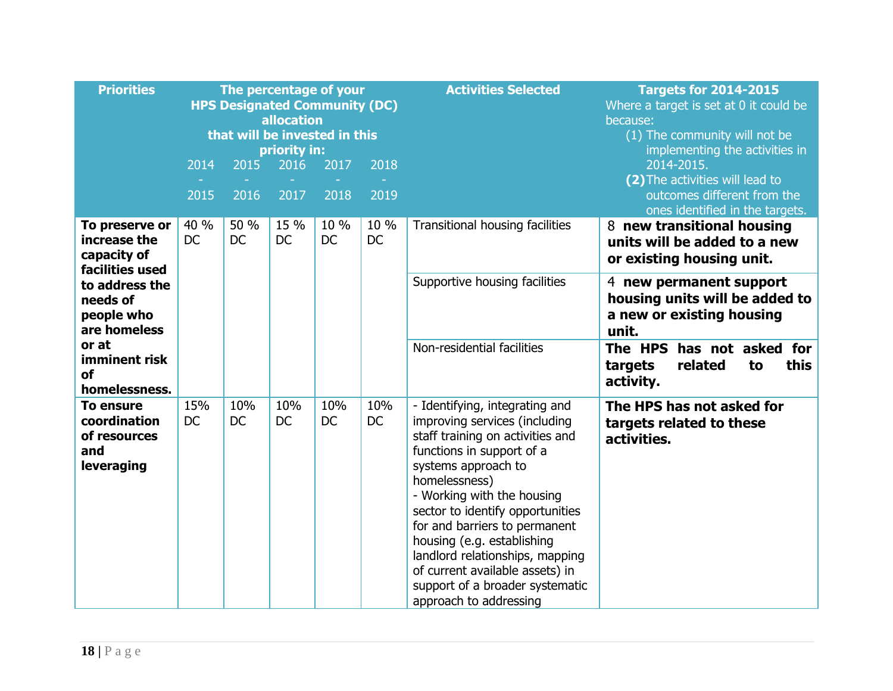| Priorities | The percentage of your HPS Designated Community (DC) allocation that will be invested in this priority in: | | | | | Activities Selected | Targets for 2014-2015<br>Where a target is set at 0 it could be because:<br>(1) The community will not be implementing the activities in 2014-2015.<br>**(2)** The activities will lead to outcomes different from the ones identified in the targets. |
|---|---|---|---|---|---|---|---|
| | 2014 - 2015 | 2015 - 2016 | 2016 - 2017 | 2017 - 2018 | 2018 - 2019 | | |
| **To preserve or increase the capacity of facilities used to address the needs of people who are homeless or at imminent risk of homelessness.** | 40 % DC | 50 % DC | 15 % DC | 10 % DC | 10 % DC | Transitional housing facilities | 8 **new transitional housing units will be added to a new or existing housing unit.** |
| | | | | | | Supportive housing facilities | 4 **new permanent support housing units will be added to a new or existing housing unit.** |
| | | | | | | Non-residential facilities | **The HPS has not asked for targets related to this activity.** |
| **To ensure coordination of resources and leveraging** | 15% DC | 10% DC | 10% DC | 10% DC | 10% DC | - Identifying, integrating and improving services (including staff training on activities and functions in support of a systems approach to homelessness)<br>- Working with the housing sector to identify opportunities for and barriers to permanent housing (e.g. establishing landlord relationships, mapping of current available assets) in support of a broader systematic approach to addressing | **The HPS has not asked for targets related to these activities.** |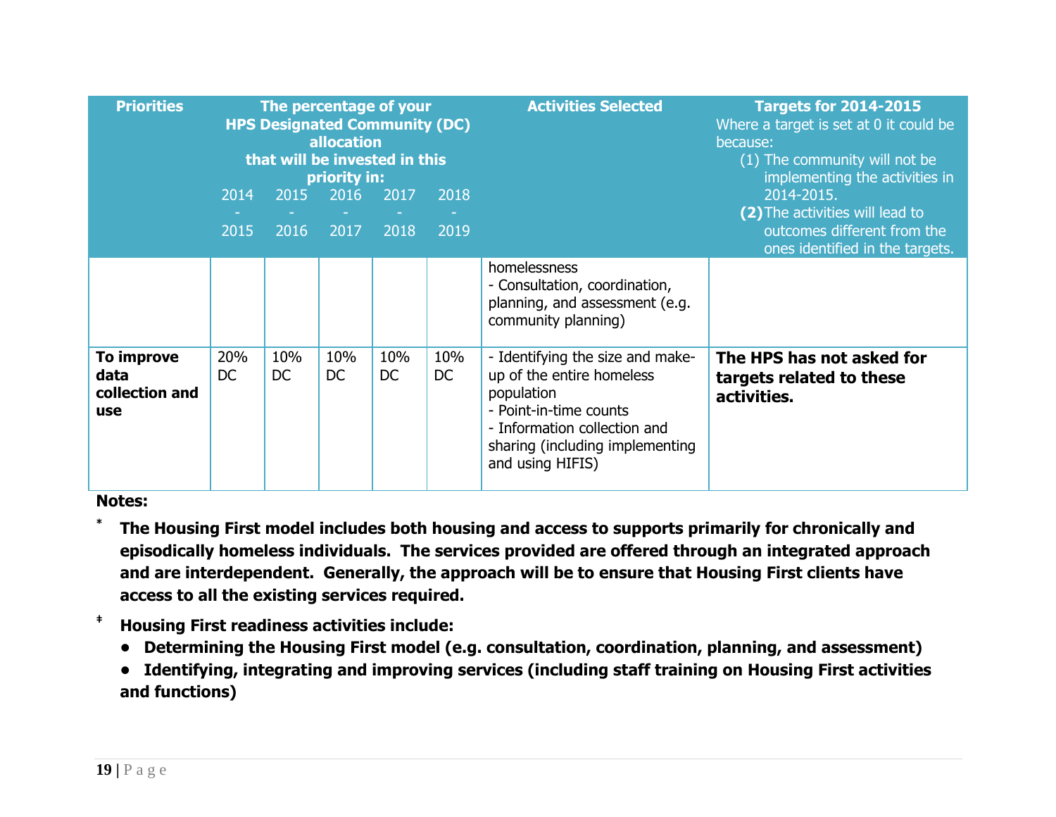| Priorities | The percentage of your HPS Designated Community (DC) allocation that will be invested in this priority in: | | | | | Activities Selected | Targets for 2014-2015<br>Where a target is set at 0 it could be because:<br>(1) The community will not be implementing the activities in 2014-2015.<br>**(2)** The activities will lead to outcomes different from the ones identified in the targets. |
|---|---|---|---|---|---|---|---|
| | 2014 - 2015 | 2015 - 2016 | 2016 - 2017 | 2017 - 2018 | 2018 - 2019 | | |
| | | | | | | homelessness<br>- Consultation, coordination, planning, and assessment (e.g. community planning) | |
| **To improve data collection and use** | 20% DC | 10% DC | 10% DC | 10% DC | 10% DC | - Identifying the size and make-up of the entire homeless population<br>- Point-in-time counts<br>- Information collection and sharing (including implementing and using HIFIS) | **The HPS has not asked for targets related to these activities.** |

**Notes:**

* **The Housing First model includes both housing and access to supports primarily for chronically and episodically homeless individuals. The services provided are offered through an integrated approach and are interdependent. Generally, the approach will be to ensure that Housing First clients have access to all the existing services required.**

‡ **Housing First readiness activities include:**

- **Determining the Housing First model (e.g. consultation, coordination, planning, and assessment)**
- **Identifying, integrating and improving services (including staff training on Housing First activities and functions)**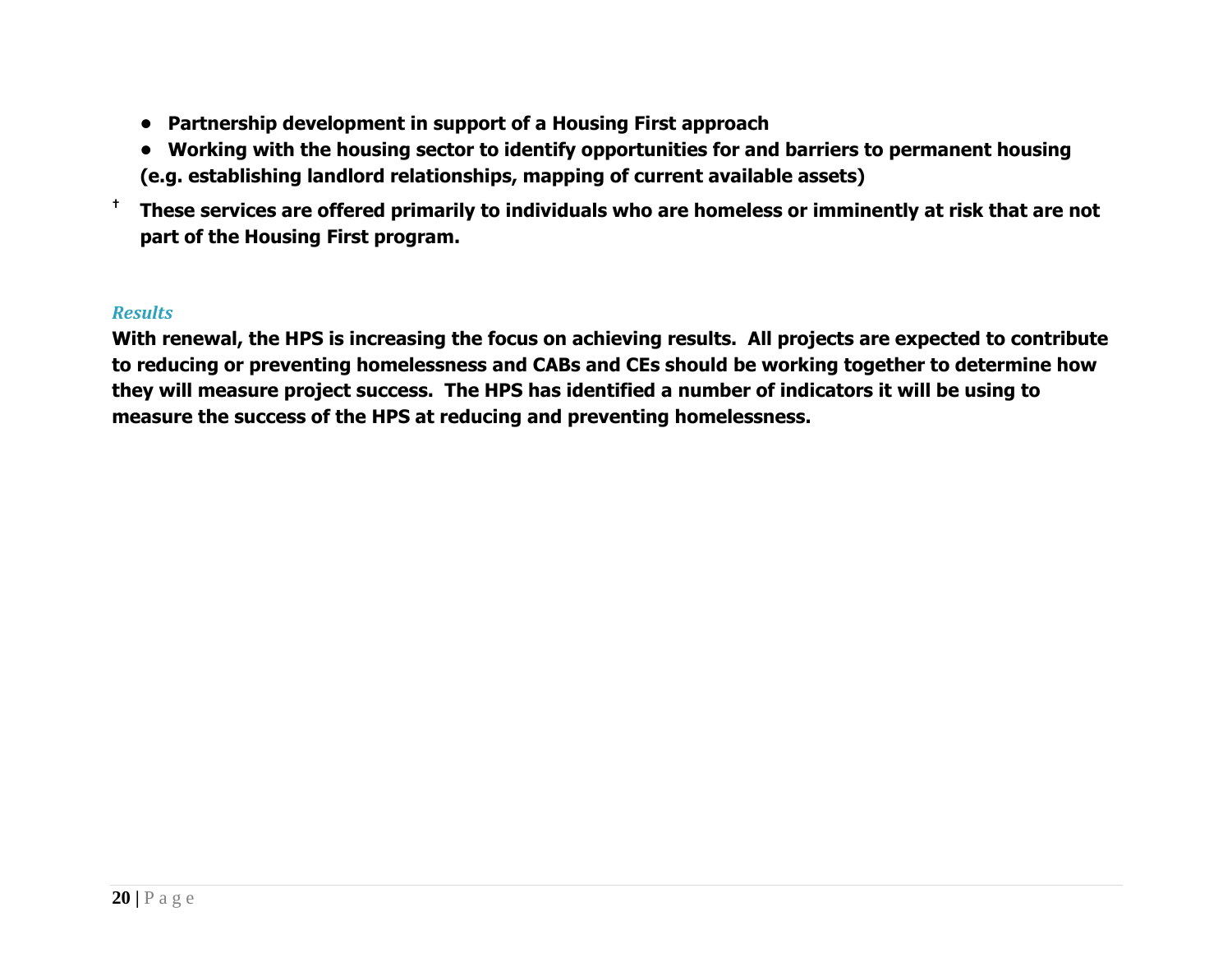- **Partnership development in support of a Housing First approach**
- **Working with the housing sector to identify opportunities for and barriers to permanent housing (e.g. establishing landlord relationships, mapping of current available assets)**

**† These services are offered primarily to individuals who are homeless or imminently at risk that are not part of the Housing First program.**

### *Results*

**With renewal, the HPS is increasing the focus on achieving results. All projects are expected to contribute to reducing or preventing homelessness and CABs and CEs should be working together to determine how they will measure project success. The HPS has identified a number of indicators it will be using to measure the success of the HPS at reducing and preventing homelessness.**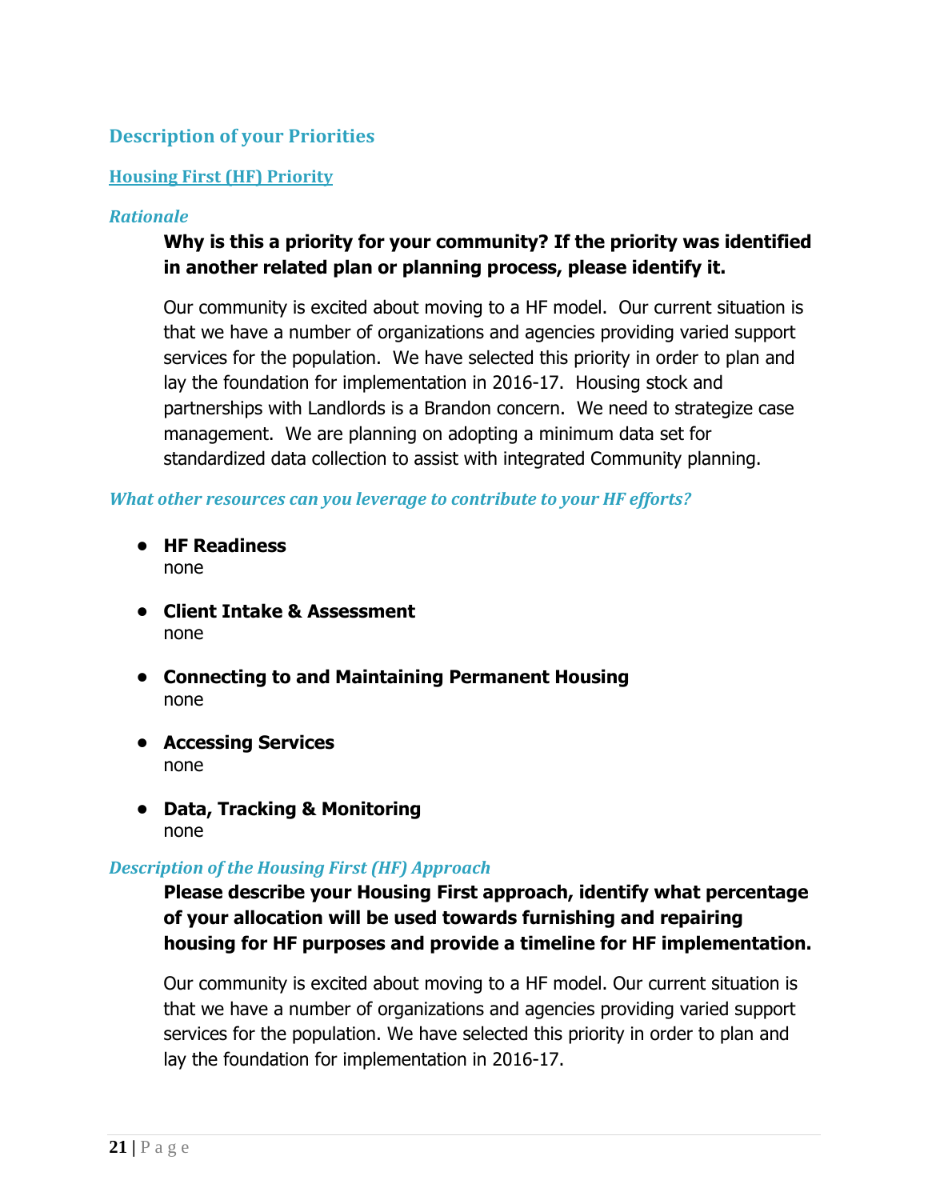## Description of your Priorities

### Housing First (HF) Priority

#### *Rationale*

**Why is this a priority for your community? If the priority was identified in another related plan or planning process, please identify it.**

Our community is excited about moving to a HF model. Our current situation is that we have a number of organizations and agencies providing varied support services for the population. We have selected this priority in order to plan and lay the foundation for implementation in 2016-17. Housing stock and partnerships with Landlords is a Brandon concern. We need to strategize case management. We are planning on adopting a minimum data set for standardized data collection to assist with integrated Community planning.

#### *What other resources can you leverage to contribute to your HF efforts?*

- **HF Readiness**
  none
- **Client Intake & Assessment**
  none
- **Connecting to and Maintaining Permanent Housing**
  none
- **Accessing Services**
  none
- **Data, Tracking & Monitoring**
  none

#### *Description of the Housing First (HF) Approach*

**Please describe your Housing First approach, identify what percentage of your allocation will be used towards furnishing and repairing housing for HF purposes and provide a timeline for HF implementation.**

Our community is excited about moving to a HF model. Our current situation is that we have a number of organizations and agencies providing varied support services for the population. We have selected this priority in order to plan and lay the foundation for implementation in 2016-17.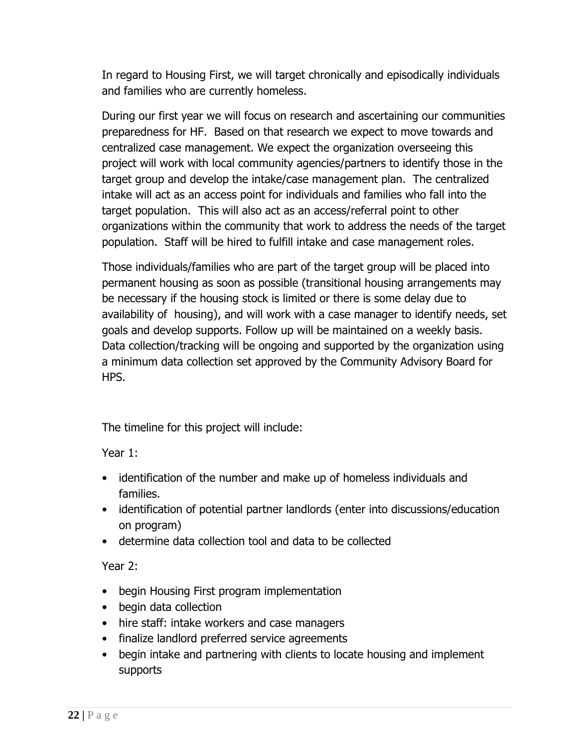In regard to Housing First, we will target chronically and episodically individuals and families who are currently homeless.

During our first year we will focus on research and ascertaining our communities preparedness for HF. Based on that research we expect to move towards and centralized case management. We expect the organization overseeing this project will work with local community agencies/partners to identify those in the target group and develop the intake/case management plan. The centralized intake will act as an access point for individuals and families who fall into the target population. This will also act as an access/referral point to other organizations within the community that work to address the needs of the target population. Staff will be hired to fulfill intake and case management roles.

Those individuals/families who are part of the target group will be placed into permanent housing as soon as possible (transitional housing arrangements may be necessary if the housing stock is limited or there is some delay due to availability of housing), and will work with a case manager to identify needs, set goals and develop supports. Follow up will be maintained on a weekly basis. Data collection/tracking will be ongoing and supported by the organization using a minimum data collection set approved by the Community Advisory Board for HPS.

The timeline for this project will include:

Year 1:

- identification of the number and make up of homeless individuals and families.
- identification of potential partner landlords (enter into discussions/education on program)
- determine data collection tool and data to be collected

Year 2:

- begin Housing First program implementation
- begin data collection
- hire staff: intake workers and case managers
- finalize landlord preferred service agreements
- begin intake and partnering with clients to locate housing and implement supports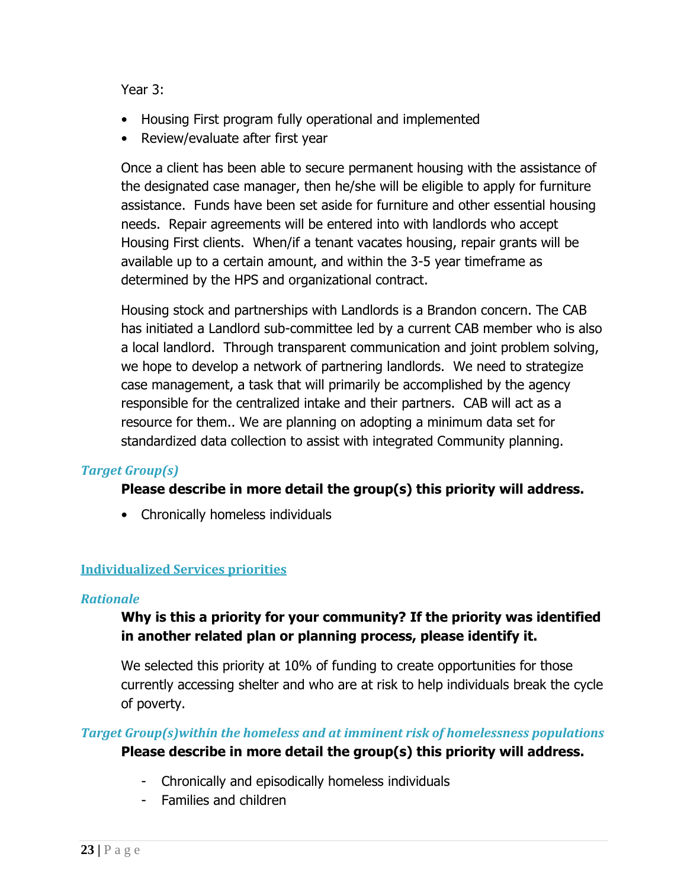Year 3:

- Housing First program fully operational and implemented
- Review/evaluate after first year

Once a client has been able to secure permanent housing with the assistance of the designated case manager, then he/she will be eligible to apply for furniture assistance. Funds have been set aside for furniture and other essential housing needs. Repair agreements will be entered into with landlords who accept Housing First clients. When/if a tenant vacates housing, repair grants will be available up to a certain amount, and within the 3-5 year timeframe as determined by the HPS and organizational contract.

Housing stock and partnerships with Landlords is a Brandon concern. The CAB has initiated a Landlord sub-committee led by a current CAB member who is also a local landlord. Through transparent communication and joint problem solving, we hope to develop a network of partnering landlords. We need to strategize case management, a task that will primarily be accomplished by the agency responsible for the centralized intake and their partners. CAB will act as a resource for them.. We are planning on adopting a minimum data set for standardized data collection to assist with integrated Community planning.

### *Target Group(s)*

**Please describe in more detail the group(s) this priority will address.**

- Chronically homeless individuals

## Individualized Services priorities

### *Rationale*

**Why is this a priority for your community? If the priority was identified in another related plan or planning process, please identify it.**

We selected this priority at 10% of funding to create opportunities for those currently accessing shelter and who are at risk to help individuals break the cycle of poverty.

### *Target Group(s)within the homeless and at imminent risk of homelessness populations*

**Please describe in more detail the group(s) this priority will address.**

- Chronically and episodically homeless individuals
- Families and children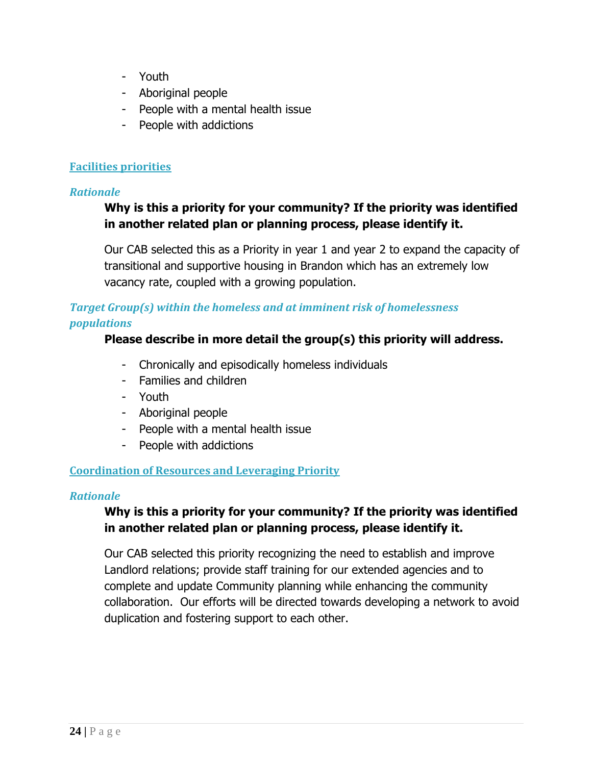- Youth
- Aboriginal people
- People with a mental health issue
- People with addictions

## Facilities priorities

### *Rationale*

**Why is this a priority for your community? If the priority was identified in another related plan or planning process, please identify it.**

Our CAB selected this as a Priority in year 1 and year 2 to expand the capacity of transitional and supportive housing in Brandon which has an extremely low vacancy rate, coupled with a growing population.

### *Target Group(s) within the homeless and at imminent risk of homelessness populations*

**Please describe in more detail the group(s) this priority will address.**

- Chronically and episodically homeless individuals
- Families and children
- Youth
- Aboriginal people
- People with a mental health issue
- People with addictions

## Coordination of Resources and Leveraging Priority

### *Rationale*

**Why is this a priority for your community? If the priority was identified in another related plan or planning process, please identify it.**

Our CAB selected this priority recognizing the need to establish and improve Landlord relations; provide staff training for our extended agencies and to complete and update Community planning while enhancing the community collaboration. Our efforts will be directed towards developing a network to avoid duplication and fostering support to each other.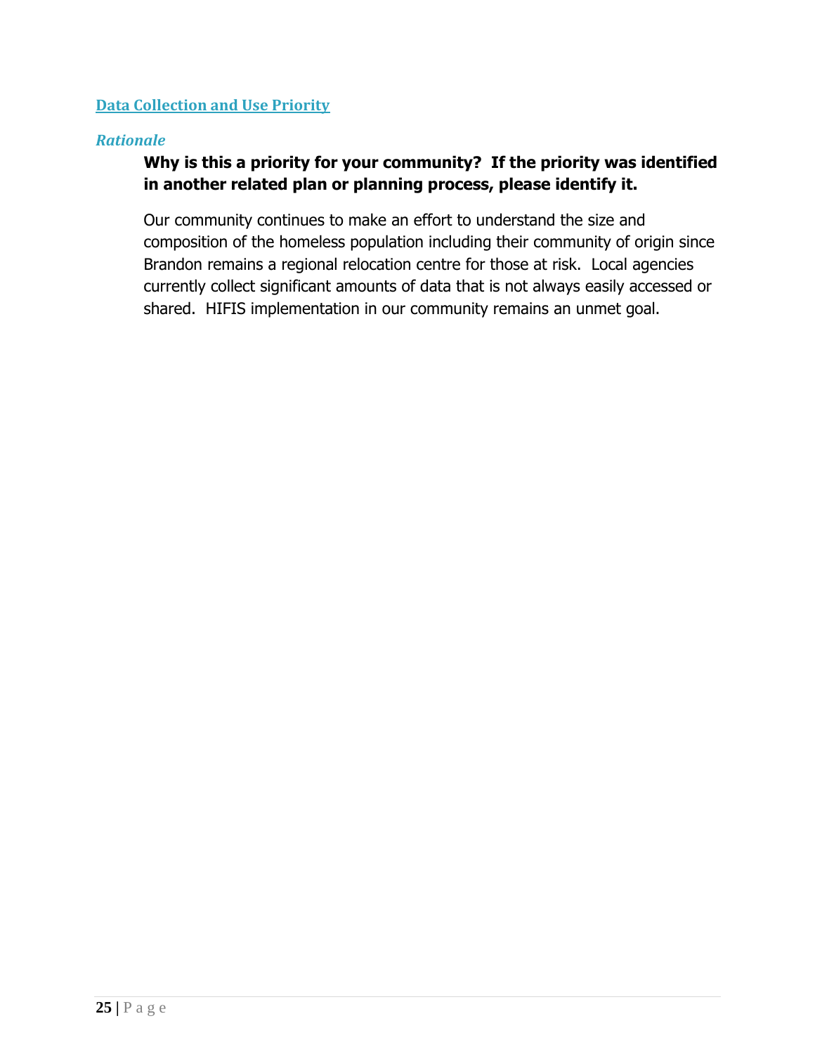## Data Collection and Use Priority

### *Rationale*

**Why is this a priority for your community? If the priority was identified in another related plan or planning process, please identify it.**

Our community continues to make an effort to understand the size and composition of the homeless population including their community of origin since Brandon remains a regional relocation centre for those at risk. Local agencies currently collect significant amounts of data that is not always easily accessed or shared. HIFIS implementation in our community remains an unmet goal.